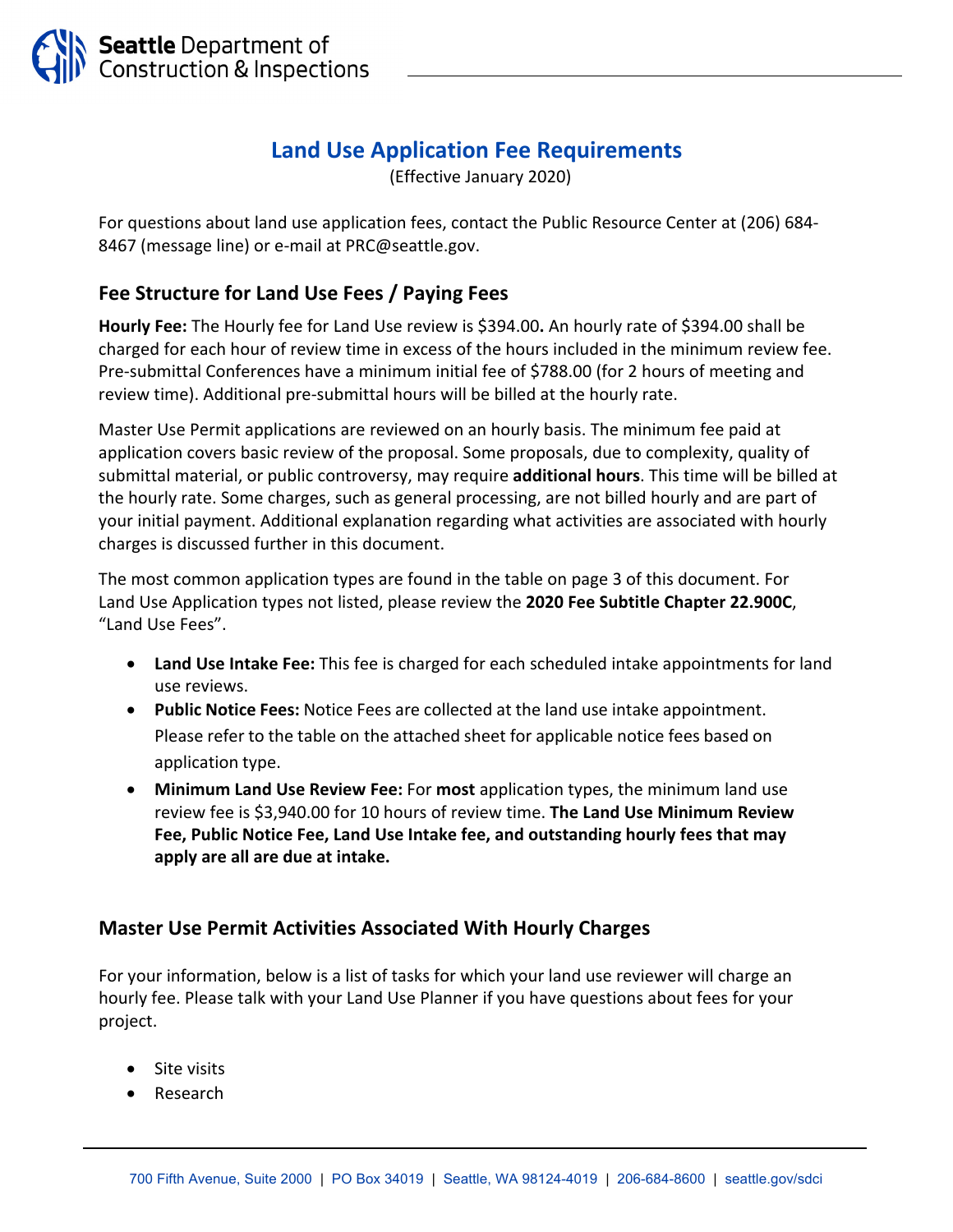# Land Use Application Fee Requirements

(Effective January 2020)

For questions about land use application fees, contact the Public Resource Center at (206) 684-8467 (message line) or e-mail at PRC@seattle.gov.

## Fee Structure for Land Use Fees / Paying Fees

**Hourly Fee:** The Hourly fee for Land Use review is $394.00**.** An hourly rate of $394.00 shall be charged for each hour of review time in excess of the hours included in the minimum review fee. Pre-submittal Conferences have a minimum initial fee of $788.00 (for 2 hours of meeting and review time). Additional pre-submittal hours will be billed at the hourly rate.

Master Use Permit applications are reviewed on an hourly basis. The minimum fee paid at application covers basic review of the proposal. Some proposals, due to complexity, quality of submittal material, or public controversy, may require **additional hours**. This time will be billed at the hourly rate. Some charges, such as general processing, are not billed hourly and are part of your initial payment. Additional explanation regarding what activities are associated with hourly charges is discussed further in this document.

The most common application types are found in the table on page 3 of this document. For Land Use Application types not listed, please review the **2020 Fee Subtitle Chapter 22.900C**, "Land Use Fees".

- **Land Use Intake Fee:** This fee is charged for each scheduled intake appointments for land use reviews.
- **Public Notice Fees:** Notice Fees are collected at the land use intake appointment. Please refer to the table on the attached sheet for applicable notice fees based on application type.
- **Minimum Land Use Review Fee:** For **most** application types, the minimum land use review fee is $3,940.00 for 10 hours of review time. **The Land Use Minimum Review Fee, Public Notice Fee, Land Use Intake fee, and outstanding hourly fees that may apply are all are due at intake.**

## Master Use Permit Activities Associated With Hourly Charges

For your information, below is a list of tasks for which your land use reviewer will charge an hourly fee. Please talk with your Land Use Planner if you have questions about fees for your project.

- Site visits
- Research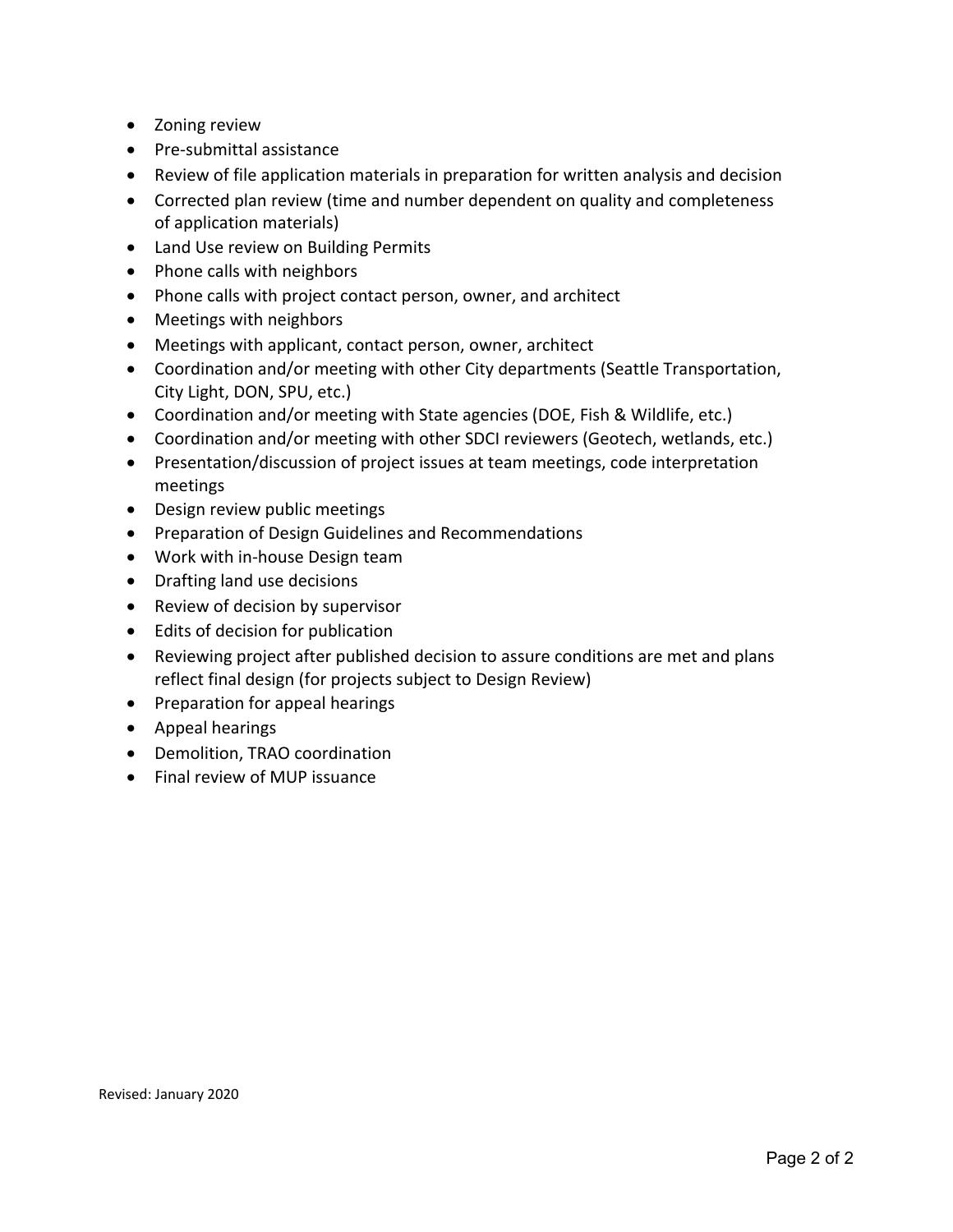- Zoning review
- Pre-submittal assistance
- Review of file application materials in preparation for written analysis and decision
- Corrected plan review (time and number dependent on quality and completeness of application materials)
- Land Use review on Building Permits
- Phone calls with neighbors
- Phone calls with project contact person, owner, and architect
- Meetings with neighbors
- Meetings with applicant, contact person, owner, architect
- Coordination and/or meeting with other City departments (Seattle Transportation, City Light, DON, SPU, etc.)
- Coordination and/or meeting with State agencies (DOE, Fish & Wildlife, etc.)
- Coordination and/or meeting with other SDCI reviewers (Geotech, wetlands, etc.)
- Presentation/discussion of project issues at team meetings, code interpretation meetings
- Design review public meetings
- Preparation of Design Guidelines and Recommendations
- Work with in-house Design team
- Drafting land use decisions
- Review of decision by supervisor
- Edits of decision for publication
- Reviewing project after published decision to assure conditions are met and plans reflect final design (for projects subject to Design Review)
- Preparation for appeal hearings
- Appeal hearings
- Demolition, TRAO coordination
- Final review of MUP issuance

Revised: January 2020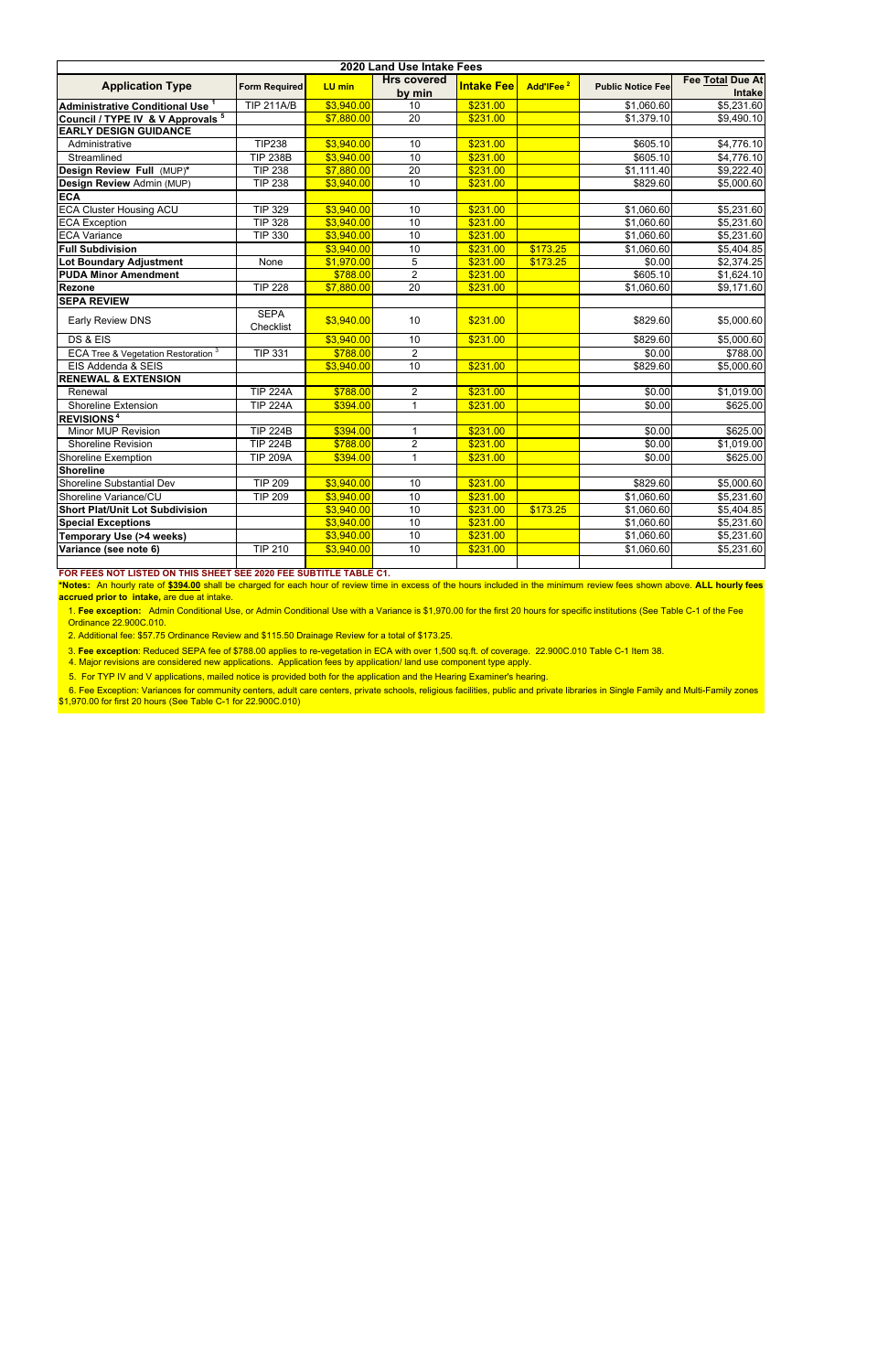| 2020 Land Use Intake Fees | | | | | | | |
|---|---|---|---|---|---|---|---|
| **Application Type** | **Form Required** | **LU min** | **Hrs covered by min** | **Intake Fee** | **Add'lFee [2]** | **Public Notice Fee** | **Fee Total Due At Intake** |
| **Administrative Conditional Use [1]** | TIP 211A/B | $3,940.00 | 10 | $231.00 | | $1,060.60 | $5,231.60 |
| **Council / TYPE IV & V Approvals [5]** | | $7,880.00 | 20 | $231.00 | | $1,379.10 | $9,490.10 |
| **EARLY DESIGN GUIDANCE** | | | | | | | |
| Administrative | TIP238 | $3,940.00 | 10 | $231.00 | | $605.10 | $4,776.10 |
| Streamlined | TIP 238B | $3,940.00 | 10 | $231.00 | | $605.10 | $4,776.10 |
| **Design Review Full** (MUP)* | TIP 238 | $7,880.00 | 20 | $231.00 | | $1,111.40 | $9,222.40 |
| **Design Review** Admin (MUP) | TIP 238 | $3,940.00 | 10 | $231.00 | | $829.60 | $5,000.60 |
| **ECA** | | | | | | | |
| ECA Cluster Housing ACU | TIP 329 | $3,940.00 | 10 | $231.00 | | $1,060.60 | $5,231.60 |
| ECA Exception | TIP 328 | $3,940.00 | 10 | $231.00 | | $1,060.60 | $5,231.60 |
| ECA Variance | TIP 330 | $3,940.00 | 10 | $231.00 | | $1,060.60 | $5,231.60 |
| **Full Subdivision** | | $3,940.00 | 10 | $231.00 | $173.25 | $1,060.60 | $5,404.85 |
| **Lot Boundary Adjustment** | None | $1,970.00 | 5 | $231.00 | $173.25 | $0.00 | $2,374.25 |
| **PUDA Minor Amendment** | | $788.00 | 2 | $231.00 | | $605.10 | $1,624.10 |
| **Rezone** | TIP 228 | $7,880.00 | 20 | $231.00 | | $1,060.60 | $9,171.60 |
| **SEPA REVIEW** | | | | | | | |
| Early Review DNS | SEPA Checklist | $3,940.00 | 10 | $231.00 | | $829.60 | $5,000.60 |
| DS & EIS | | $3,940.00 | 10 | $231.00 | | $829.60 | $5,000.60 |
| ECA Tree & Vegetation Restoration [3] | TIP 331 | $788.00 | 2 | | | $0.00 | $788.00 |
| EIS Addenda & SEIS | | $3,940.00 | 10 | $231.00 | | $829.60 | $5,000.60 |
| **RENEWAL & EXTENSION** | | | | | | | |
| Renewal | TIP 224A | $788.00 | 2 | $231.00 | | $0.00 | $1,019.00 |
| Shoreline Extension | TIP 224A | $394.00 | 1 | $231.00 | | $0.00 | $625.00 |
| **REVISIONS [4]** | | | | | | | |
| Minor MUP Revision | TIP 224B | $394.00 | 1 | $231.00 | | $0.00 | $625.00 |
| Shoreline Revision | TIP 224B | $788.00 | 2 | $231.00 | | $0.00 | $1,019.00 |
| Shoreline Exemption | TIP 209A | $394.00 | 1 | $231.00 | | $0.00 | $625.00 |
| **Shoreline** | | | | | | | |
| Shoreline Substantial Dev | TIP 209 | $3,940.00 | 10 | $231.00 | | $829.60 | $5,000.60 |
| Shoreline Variance/CU | TIP 209 | $3,940.00 | 10 | $231.00 | | $1,060.60 | $5,231.60 |
| **Short Plat/Unit Lot Subdivision** | | $3,940.00 | 10 | $231.00 | $173.25 | $1,060.60 | $5,404.85 |
| **Special Exceptions** | | $3,940.00 | 10 | $231.00 | | $1,060.60 | $5,231.60 |
| **Temporary Use (>4 weeks)** | | $3,940.00 | 10 | $231.00 | | $1,060.60 | $5,231.60 |
| **Variance (see note 6)** | TIP 210 | $3,940.00 | 10 | $231.00 | | $1,060.60 | $5,231.60 |

**FOR FEES NOT LISTED ON THIS SHEET SEE 2020 FEE SUBTITLE TABLE C1.**

***Notes:** An hourly rate of **$394.00** shall be charged for each hour of review time in excess of the hours included in the minimum review fees shown above. **ALL hourly fees accrued prior to intake,** are due at intake.

1. **Fee exception:** Admin Conditional Use, or Admin Conditional Use with a Variance is $1,970.00 for the first 20 hours for specific institutions (See Table C-1 of the Fee Ordinance 22.900C.010.
2. Additional fee: $57.75 Ordinance Review and $115.50 Drainage Review for a total of $173.25.
3. **Fee exception**: Reduced SEPA fee of $788.00 applies to re-vegetation in ECA with over 1,500 sq.ft. of coverage. 22.900C.010 Table C-1 Item 38.
4. Major revisions are considered new applications. Application fees by application/ land use component type apply.
5. For TYP IV and V applications, mailed notice is provided both for the application and the Hearing Examiner's hearing.
6. Fee Exception: Variances for community centers, adult care centers, private schools, religious facilities, public and private libraries in Single Family and Multi-Family zones $1,970.00 for first 20 hours (See Table C-1 for 22.900C.010)